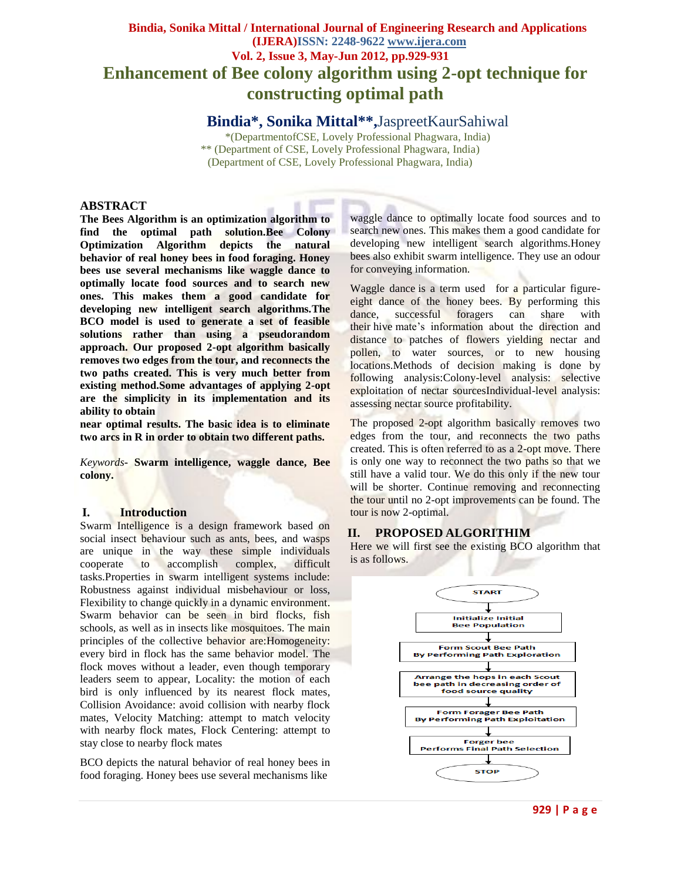# Enhancement of Bee colony algorithm using 2-opt technique for constructing optimal path

## Bindia*, Sonika Mittal**, JaspreetKaurSahiwal

*(DepartmentofCSE, Lovely Professional Phagwara, India)
** (Department of CSE, Lovely Professional Phagwara, India)
(Department of CSE, Lovely Professional Phagwara, India)

## ABSTRACT

**The Bees Algorithm is an optimization algorithm to find the optimal path solution.Bee Colony Optimization Algorithm depicts the natural behavior of real honey bees in food foraging. Honey bees use several mechanisms like waggle dance to optimally locate food sources and to search new ones. This makes them a good candidate for developing new intelligent search algorithms.The BCO model is used to generate a set of feasible solutions rather than using a pseudorandom approach. Our proposed 2-opt algorithm basically removes two edges from the tour, and reconnects the two paths created. This is very much better from existing method.Some advantages of applying 2-opt are the simplicity in its implementation and its ability to obtain near optimal results. The basic idea is to eliminate two arcs in R in order to obtain two different paths.**

*Keywords-* **Swarm intelligence, waggle dance, Bee colony.**

## I. Introduction

Swarm Intelligence is a design framework based on social insect behaviour such as ants, bees, and wasps are unique in the way these simple individuals cooperate to accomplish complex, difficult tasks.Properties in swarm intelligent systems include: Robustness against individual misbehaviour or loss, Flexibility to change quickly in a dynamic environment. Swarm behavior can be seen in bird flocks, fish schools, as well as in insects like mosquitoes. The main principles of the collective behavior are:Homogeneity: every bird in flock has the same behavior model. The flock moves without a leader, even though temporary leaders seem to appear, Locality: the motion of each bird is only influenced by its nearest flock mates, Collision Avoidance: avoid collision with nearby flock mates, Velocity Matching: attempt to match velocity with nearby flock mates, Flock Centering: attempt to stay close to nearby flock mates

BCO depicts the natural behavior of real honey bees in food foraging. Honey bees use several mechanisms like waggle dance to optimally locate food sources and to search new ones. This makes them a good candidate for developing new intelligent search algorithms.Honey bees also exhibit swarm intelligence. They use an odour for conveying information.

Waggle dance is a term used for a particular figure-eight dance of the honey bees. By performing this dance, successful foragers can share with their hive mate's information about the direction and distance to patches of flowers yielding nectar and pollen, to water sources, or to new housing locations.Methods of decision making is done by following analysis:Colony-level analysis: selective exploitation of nectar sourcesIndividual-level analysis: assessing nectar source profitability.

The proposed 2-opt algorithm basically removes two edges from the tour, and reconnects the two paths created. This is often referred to as a 2-opt move. There is only one way to reconnect the two paths so that we still have a valid tour. We do this only if the new tour will be shorter. Continue removing and reconnecting the tour until no 2-opt improvements can be found. The tour is now 2-optimal.

## II. PROPOSED ALGORITHIM

Here we will first see the existing BCO algorithm that is as follows.

START
↓
Initialize Initial Bee Population
↓
Form Scout Bee Path By Performing Path Exploration
↓
Arrange the hops in each Scout bee path in decreasing order of food source quality
↓
Form Forager Bee Path By Performing Path Exploitation
↓
Forger bee Performs Final Path Selection
↓
STOP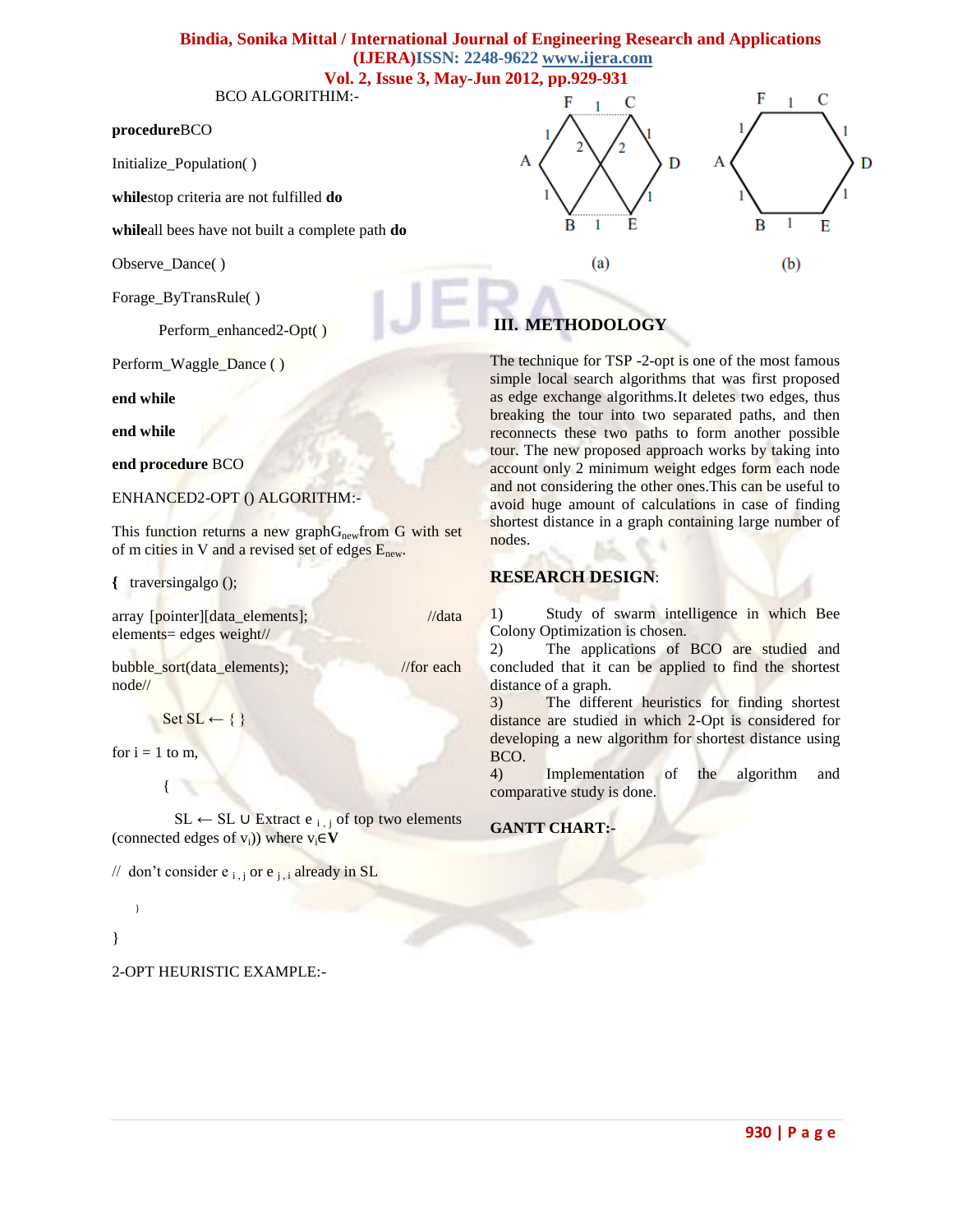BCO ALGORITHIM:-

**procedure**BCO

Initialize_Population( )

**while**stop criteria are not fulfilled **do**

**while**all bees have not built a complete path **do**

Observe_Dance( )

Forage_ByTransRule( )

Perform_enhanced2-Opt( )

Perform_Waggle_Dance ( )

**end while**

**end while**

**end procedure** BCO

ENHANCED2-OPT () ALGORITHM:-

This function returns a new graph$G_{new}$from G with set of m cities in V and a revised set of edges $E_{new}$.

**{** traversingalgo ();

array [pointer][data_elements]; //data elements= edges weight//

bubble_sort(data_elements); //for each node//

Set SL ← { }

for i = 1 to m,

{

SL ← SL ∪ Extract $e_{i,j}$ of top two elements (connected edges of $v_i$)) where $v_i \in \mathbf{V}$

// don't consider $e_{i,j}$ or $e_{j,i}$ already in SL

}

}

2-OPT HEURISTIC EXAMPLE:-

(a)

(b)

## III. METHODOLOGY

The technique for TSP -2-opt is one of the most famous simple local search algorithms that was first proposed as edge exchange algorithms.It deletes two edges, thus breaking the tour into two separated paths, and then reconnects these two paths to form another possible tour. The new proposed approach works by taking into account only 2 minimum weight edges form each node and not considering the other ones.This can be useful to avoid huge amount of calculations in case of finding shortest distance in a graph containing large number of nodes.

**RESEARCH DESIGN**:

1) Study of swarm intelligence in which Bee Colony Optimization is chosen.
2) The applications of BCO are studied and concluded that it can be applied to find the shortest distance of a graph.
3) The different heuristics for finding shortest distance are studied in which 2-Opt is considered for developing a new algorithm for shortest distance using BCO.
4) Implementation of the algorithm and comparative study is done.

**GANTT CHART:-**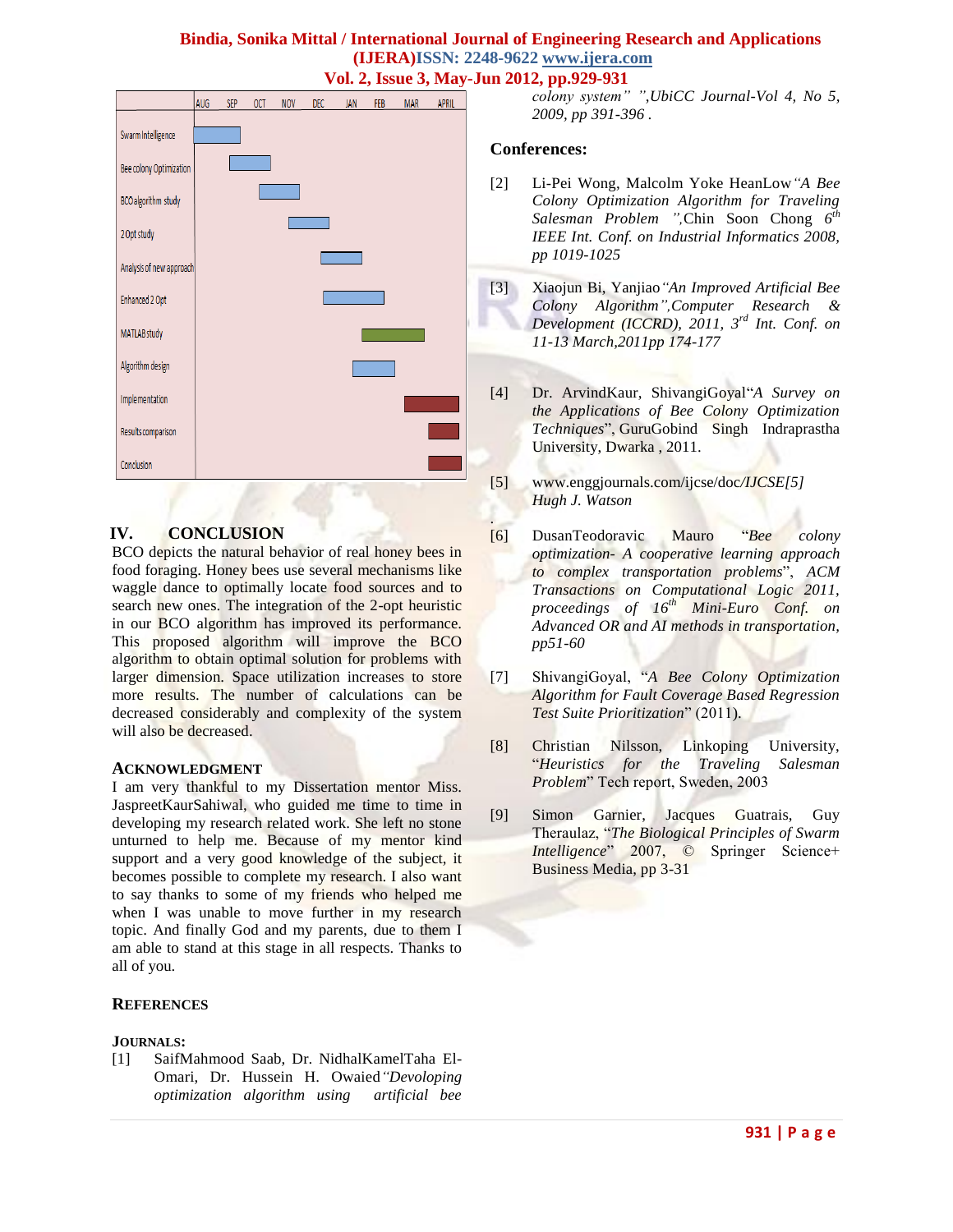AUG SEP OCT NOV DEC JAN FEB MAR APRIL

Swarm Intelligence

Bee colony Optimization

BCO algorithm study

2 Opt study

Analysis of new approach

Enhanced 2 Opt

MATLAB study

Algorithm design

Implementation

Results comparison

Conclusion

## IV. CONCLUSION

BCO depicts the natural behavior of real honey bees in food foraging. Honey bees use several mechanisms like waggle dance to optimally locate food sources and to search new ones. The integration of the 2-opt heuristic in our BCO algorithm has improved its performance. This proposed algorithm will improve the BCO algorithm to obtain optimal solution for problems with larger dimension. Space utilization increases to store more results. The number of calculations can be decreased considerably and complexity of the system will also be decreased.

## ACKNOWLEDGMENT

I am very thankful to my Dissertation mentor Miss. JaspreetKaurSahiwal, who guided me time to time in developing my research related work. She left no stone unturned to help me. Because of my mentor kind support and a very good knowledge of the subject, it becomes possible to complete my research. I also want to say thanks to some of my friends who helped me when I was unable to move further in my research topic. And finally God and my parents, due to them I am able to stand at this stage in all respects. Thanks to all of you.

## REFERENCES

### JOURNALS:

[1] SaifMahmood Saab, Dr. NidhalKamelTaha El-Omari, Dr. Hussein H. Owaied *"Devoloping optimization algorithm using artificial bee colony system" ",UbiCC Journal-Vol 4, No 5, 2009, pp 391-396 .*

### Conferences:

[2] Li-Pei Wong, Malcolm Yoke HeanLow *"A Bee Colony Optimization Algorithm for Traveling Salesman Problem ",*Chin Soon Chong *6th IEEE Int. Conf. on Industrial Informatics 2008, pp 1019-1025*

[3] Xiaojun Bi, Yanjiao *"An Improved Artificial Bee Colony Algorithm",Computer Research & Development (ICCRD), 2011, 3rd Int. Conf. on 11-13 March,2011pp 174-177*

[4] Dr. ArvindKaur, ShivangiGoyal"*A Survey on the Applications of Bee Colony Optimization Techniques*", GuruGobind Singh Indraprastha University, Dwarka , 2011.

[5] www.enggjournals.com/ijcse/doc/*IJCSE[5] Hugh J. Watson*

[6] DusanTeodoravic Mauro "*Bee colony optimization- A cooperative learning approach to complex transportation problems*", *ACM Transactions on Computational Logic 2011, proceedings of 16th Mini-Euro Conf. on Advanced OR and AI methods in transportation, pp51-60*

[7] ShivangiGoyal, "*A Bee Colony Optimization Algorithm for Fault Coverage Based Regression Test Suite Prioritization*" (2011).

[8] Christian Nilsson, Linkoping University, "*Heuristics for the Traveling Salesman Problem*" Tech report, Sweden, 2003

[9] Simon Garnier, Jacques Guatrais, Guy Theraulaz, "*The Biological Principles of Swarm Intelligence*" 2007, © Springer Science+ Business Media, pp 3-31